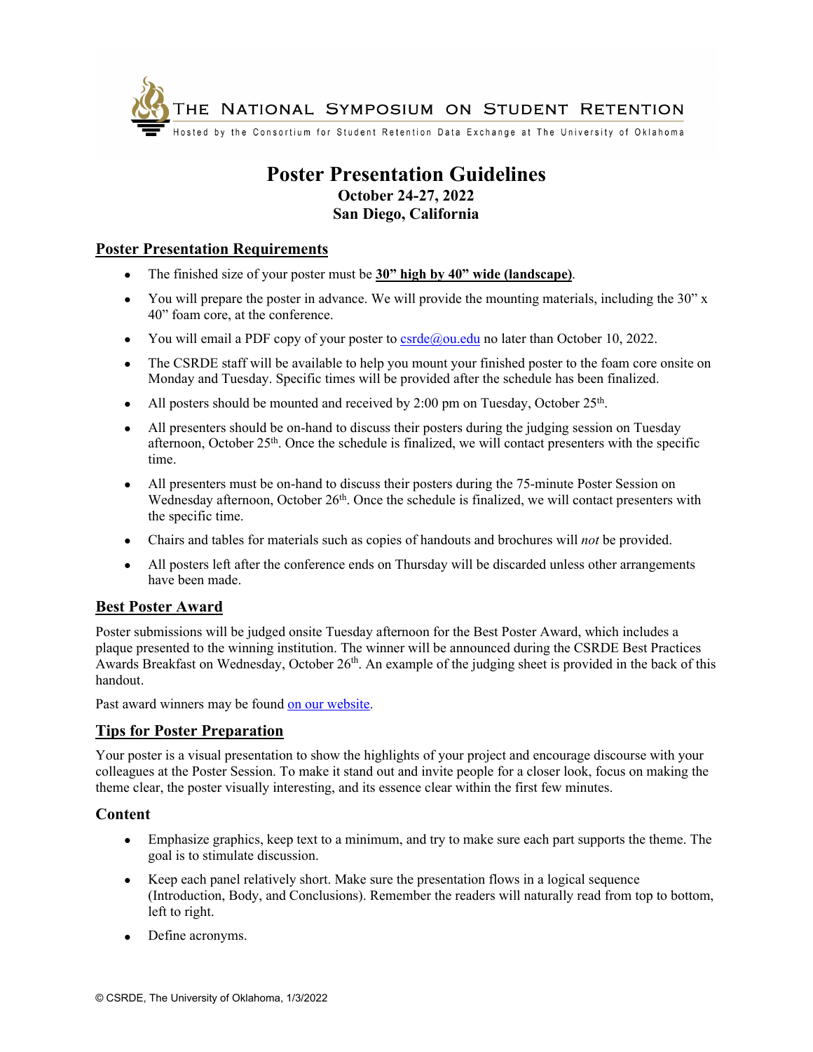THE NATIONAL SYMPOSIUM ON STUDENT RETENTION

Hosted by the Consortium for Student Retention Data Exchange at The University of Oklahoma

# Poster Presentation Guidelines

**October 24-27, 2022**
**San Diego, California**

## Poster Presentation Requirements

- The finished size of your poster must be **30” high by 40” wide (landscape)**.
- You will prepare the poster in advance. We will provide the mounting materials, including the 30” x 40” foam core, at the conference.
- You will email a PDF copy of your poster to csrde@ou.edu no later than October 10, 2022.
- The CSRDE staff will be available to help you mount your finished poster to the foam core onsite on Monday and Tuesday. Specific times will be provided after the schedule has been finalized.
- All posters should be mounted and received by 2:00 pm on Tuesday, October 25th.
- All presenters should be on-hand to discuss their posters during the judging session on Tuesday afternoon, October 25th. Once the schedule is finalized, we will contact presenters with the specific time.
- All presenters must be on-hand to discuss their posters during the 75-minute Poster Session on Wednesday afternoon, October 26th. Once the schedule is finalized, we will contact presenters with the specific time.
- Chairs and tables for materials such as copies of handouts and brochures will *not* be provided.
- All posters left after the conference ends on Thursday will be discarded unless other arrangements have been made.

## Best Poster Award

Poster submissions will be judged onsite Tuesday afternoon for the Best Poster Award, which includes a plaque presented to the winning institution. The winner will be announced during the CSRDE Best Practices Awards Breakfast on Wednesday, October 26th. An example of the judging sheet is provided in the back of this handout.

Past award winners may be found on our website.

## Tips for Poster Preparation

Your poster is a visual presentation to show the highlights of your project and encourage discourse with your colleagues at the Poster Session. To make it stand out and invite people for a closer look, focus on making the theme clear, the poster visually interesting, and its essence clear within the first few minutes.

### Content

- Emphasize graphics, keep text to a minimum, and try to make sure each part supports the theme. The goal is to stimulate discussion.
- Keep each panel relatively short. Make sure the presentation flows in a logical sequence (Introduction, Body, and Conclusions). Remember the readers will naturally read from top to bottom, left to right.
- Define acronyms.

© CSRDE, The University of Oklahoma, 1/3/2022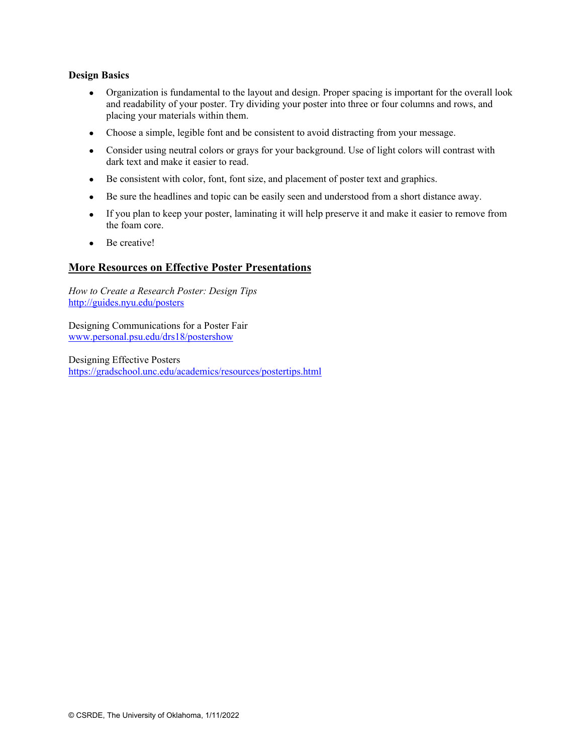**Design Basics**

- Organization is fundamental to the layout and design. Proper spacing is important for the overall look and readability of your poster. Try dividing your poster into three or four columns and rows, and placing your materials within them.
- Choose a simple, legible font and be consistent to avoid distracting from your message.
- Consider using neutral colors or grays for your background. Use of light colors will contrast with dark text and make it easier to read.
- Be consistent with color, font, font size, and placement of poster text and graphics.
- Be sure the headlines and topic can be easily seen and understood from a short distance away.
- If you plan to keep your poster, laminating it will help preserve it and make it easier to remove from the foam core.
- Be creative!

## More Resources on Effective Poster Presentations

*How to Create a Research Poster: Design Tips*
[http://guides.nyu.edu/posters](http://guides.nyu.edu/posters)

Designing Communications for a Poster Fair
[www.personal.psu.edu/drs18/postershow](http://www.personal.psu.edu/drs18/postershow)

Designing Effective Posters
[https://gradschool.unc.edu/academics/resources/postertips.html](https://gradschool.unc.edu/academics/resources/postertips.html)

© CSRDE, The University of Oklahoma, 1/11/2022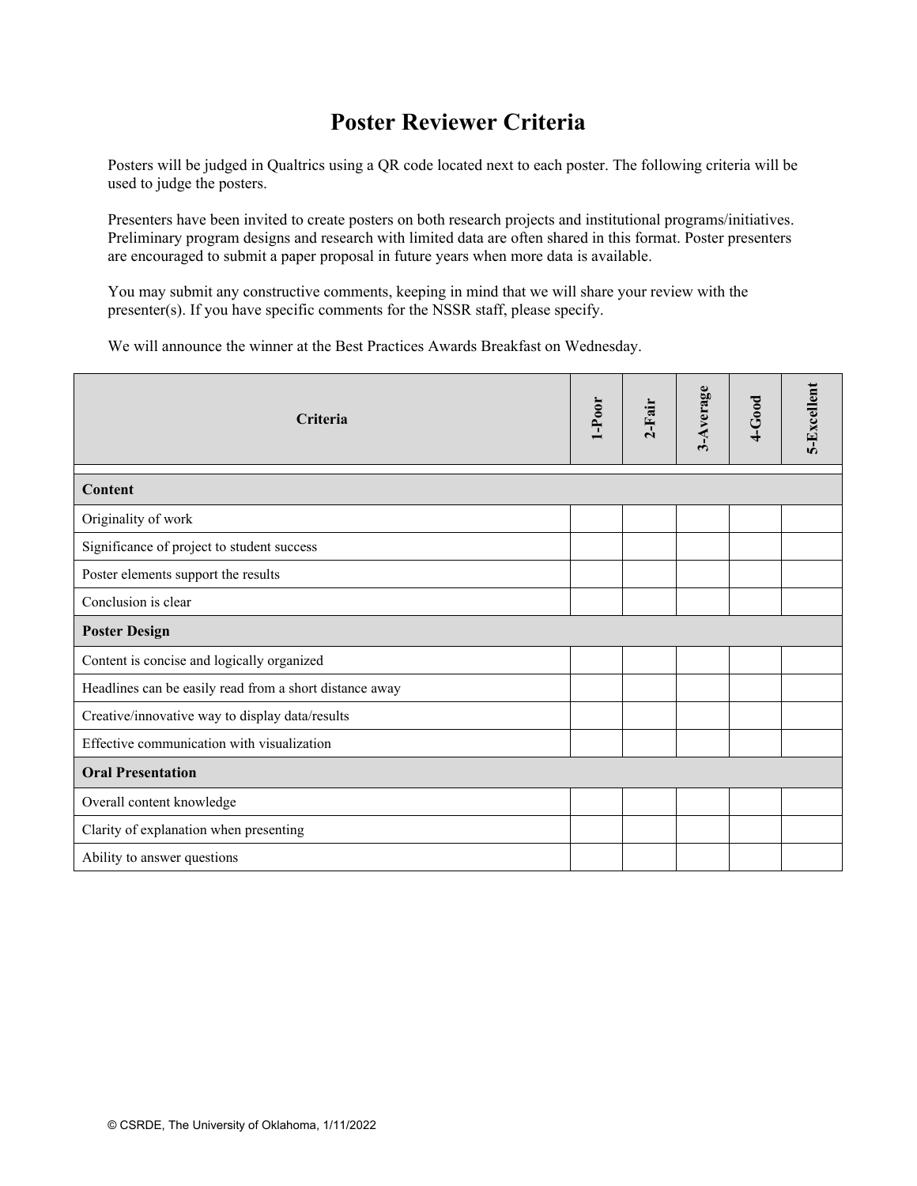# Poster Reviewer Criteria

Posters will be judged in Qualtrics using a QR code located next to each poster. The following criteria will be used to judge the posters.

Presenters have been invited to create posters on both research projects and institutional programs/initiatives. Preliminary program designs and research with limited data are often shared in this format. Poster presenters are encouraged to submit a paper proposal in future years when more data is available.

You may submit any constructive comments, keeping in mind that we will share your review with the presenter(s). If you have specific comments for the NSSR staff, please specify.

We will announce the winner at the Best Practices Awards Breakfast on Wednesday.

| Criteria | 1-Poor | 2-Fair | 3-Average | 4-Good | 5-Excellent |
|---|---|---|---|---|---|
| **Content** | | | | | |
| Originality of work | | | | | |
| Significance of project to student success | | | | | |
| Poster elements support the results | | | | | |
| Conclusion is clear | | | | | |
| **Poster Design** | | | | | |
| Content is concise and logically organized | | | | | |
| Headlines can be easily read from a short distance away | | | | | |
| Creative/innovative way to display data/results | | | | | |
| Effective communication with visualization | | | | | |
| **Oral Presentation** | | | | | |
| Overall content knowledge | | | | | |
| Clarity of explanation when presenting | | | | | |
| Ability to answer questions | | | | | |

© CSRDE, The University of Oklahoma, 1/11/2022